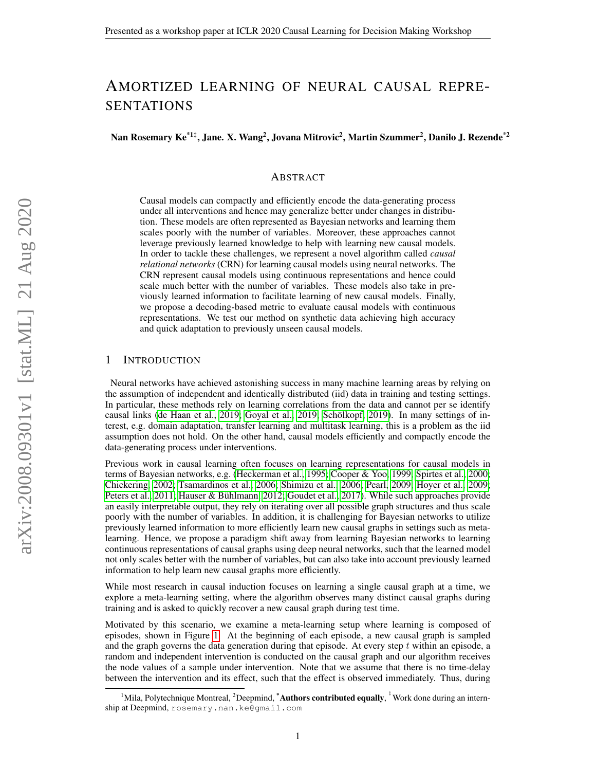# AMORTIZED LEARNING OF NEURAL CAUSAL REPRESENTATIONS

**Nan Rosemary Ke[*1‡], Jane. X. Wang[2], Jovana Mitrovic[2], Martin Szummer[2], Danilo J. Rezende[*2]**

## ABSTRACT

Causal models can compactly and efficiently encode the data-generating process under all interventions and hence may generalize better under changes in distribution. These models are often represented as Bayesian networks and learning them scales poorly with the number of variables. Moreover, these approaches cannot leverage previously learned knowledge to help with learning new causal models. In order to tackle these challenges, we represent a novel algorithm called *causal relational networks* (CRN) for learning causal models using neural networks. The CRN represent causal models using continuous representations and hence could scale much better with the number of variables. These models also take in previously learned information to facilitate learning of new causal models. Finally, we propose a decoding-based metric to evaluate causal models with continuous representations. We test our method on synthetic data achieving high accuracy and quick adaptation to previously unseen causal models.

## 1 INTRODUCTION

Neural networks have achieved astonishing success in many machine learning areas by relying on the assumption of independent and identically distributed (iid) data in training and testing settings. In particular, these methods rely on learning correlations from the data and cannot per se identify causal links (de Haan et al., 2019; Goyal et al., 2019; Schölkopf, 2019). In many settings of interest, e.g. domain adaptation, transfer learning and multitask learning, this is a problem as the iid assumption does not hold. On the other hand, causal models efficiently and compactly encode the data-generating process under interventions.

Previous work in causal learning often focuses on learning representations for causal models in terms of Bayesian networks, e.g. (Heckerman et al., 1995; Cooper & Yoo, 1999; Spirtes et al., 2000; Chickering, 2002; Tsamardinos et al., 2006; Shimizu et al., 2006; Pearl, 2009; Hoyer et al., 2009; Peters et al., 2011; Hauser & Bühlmann, 2012; Goudet et al., 2017). While such approaches provide an easily interpretable output, they rely on iterating over all possible graph structures and thus scale poorly with the number of variables. In addition, it is challenging for Bayesian networks to utilize previously learned information to more efficiently learn new causal graphs in settings such as meta-learning. Hence, we propose a paradigm shift away from learning Bayesian networks to learning continuous representations of causal graphs using deep neural networks, such that the learned model not only scales better with the number of variables, but can also take into account previously learned information to help learn new causal graphs more efficiently.

While most research in causal induction focuses on learning a single causal graph at a time, we explore a meta-learning setting, where the algorithm observes many distinct causal graphs during training and is asked to quickly recover a new causal graph during test time.

Motivated by this scenario, we examine a meta-learning setup where learning is composed of episodes, shown in Figure 1. At the beginning of each episode, a new causal graph is sampled and the graph governs the data generation during that episode. At every step $t$ within an episode, a random and independent intervention is conducted on the causal graph and our algorithm receives the node values of a sample under intervention. Note that we assume that there is no time-delay between the intervention and its effect, such that the effect is observed immediately. Thus, during

[1]Mila, Polytechnique Montreal, [2]Deepmind, [*]**Authors contributed equally**, [‡]Work done during an internship at Deepmind, rosemary.nan.ke@gmail.com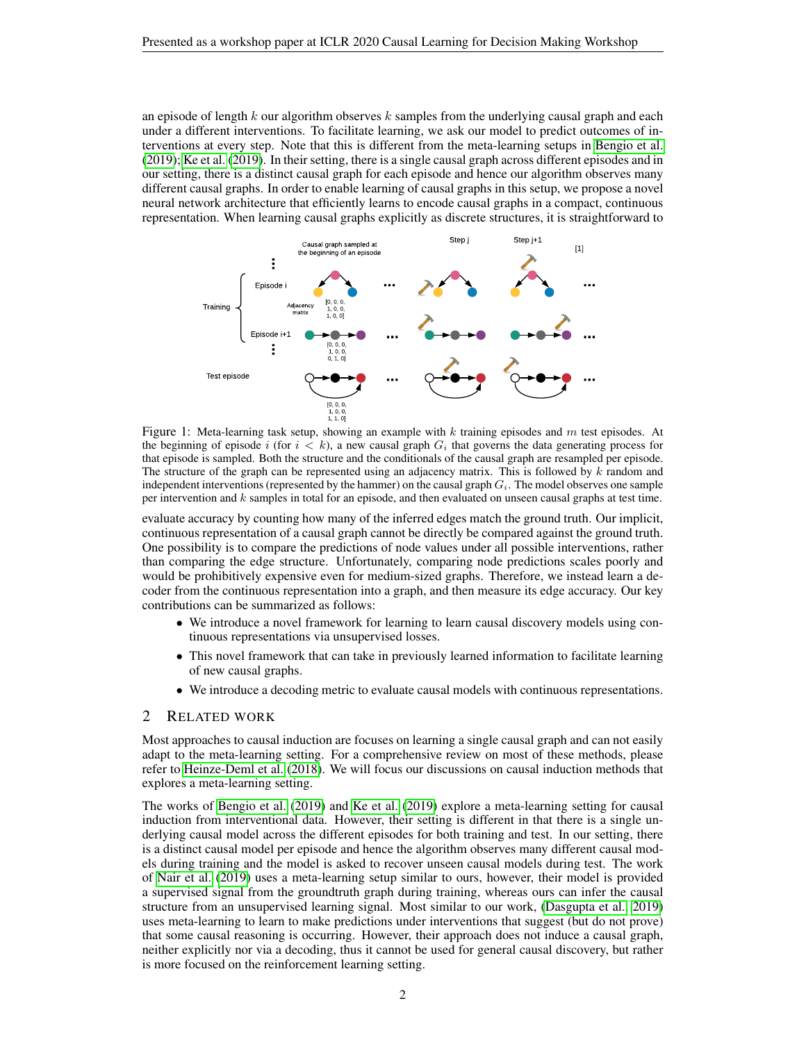an episode of length $k$ our algorithm observes $k$ samples from the underlying causal graph and each under a different interventions. To facilitate learning, we ask our model to predict outcomes of interventions at every step. Note that this is different from the meta-learning setups in Bengio et al. (2019); Ke et al. (2019). In their setting, there is a single causal graph across different episodes and in our setting, there is a distinct causal graph for each episode and hence our algorithm observes many different causal graphs. In order to enable learning of causal graphs in this setup, we propose a novel neural network architecture that efficiently learns to encode causal graphs in a compact, continuous representation. When learning causal graphs explicitly as discrete structures, it is straightforward to

Figure 1: Meta-learning task setup, showing an example with $k$ training episodes and $m$ test episodes. At the beginning of episode $i$ (for $i < k$), a new causal graph $G_i$ that governs the data generating process for that episode is sampled. Both the structure and the conditionals of the causal graph are resampled per episode. The structure of the graph can be represented using an adjacency matrix. This is followed by $k$ random and independent interventions (represented by the hammer) on the causal graph $G_i$. The model observes one sample per intervention and $k$ samples in total for an episode, and then evaluated on unseen causal graphs at test time.

evaluate accuracy by counting how many of the inferred edges match the ground truth. Our implicit, continuous representation of a causal graph cannot be directly be compared against the ground truth. One possibility is to compare the predictions of node values under all possible interventions, rather than comparing the edge structure. Unfortunately, comparing node predictions scales poorly and would be prohibitively expensive even for medium-sized graphs. Therefore, we instead learn a decoder from the continuous representation into a graph, and then measure its edge accuracy. Our key contributions can be summarized as follows:

- We introduce a novel framework for learning to learn causal discovery models using continuous representations via unsupervised losses.
- This novel framework that can take in previously learned information to facilitate learning of new causal graphs.
- We introduce a decoding metric to evaluate causal models with continuous representations.

## 2 Related Work

Most approaches to causal induction are focuses on learning a single causal graph and can not easily adapt to the meta-learning setting. For a comprehensive review on most of these methods, please refer to Heinze-Deml et al. (2018). We will focus our discussions on causal induction methods that explores a meta-learning setting.

The works of Bengio et al. (2019) and Ke et al. (2019) explore a meta-learning setting for causal induction from interventional data. However, their setting is different in that there is a single underlying causal model across the different episodes for both training and test. In our setting, there is a distinct causal model per episode and hence the algorithm observes many different causal models during training and the model is asked to recover unseen causal models during test. The work of Nair et al. (2019) uses a meta-learning setup similar to ours, however, their model is provided a supervised signal from the groundtruth graph during training, whereas ours can infer the causal structure from an unsupervised learning signal. Most similar to our work, (Dasgupta et al., 2019) uses meta-learning to learn to make predictions under interventions that suggest (but do not prove) that some causal reasoning is occurring. However, their approach does not induce a causal graph, neither explicitly nor via a decoding, thus it cannot be used for general causal discovery, but rather is more focused on the reinforcement learning setting.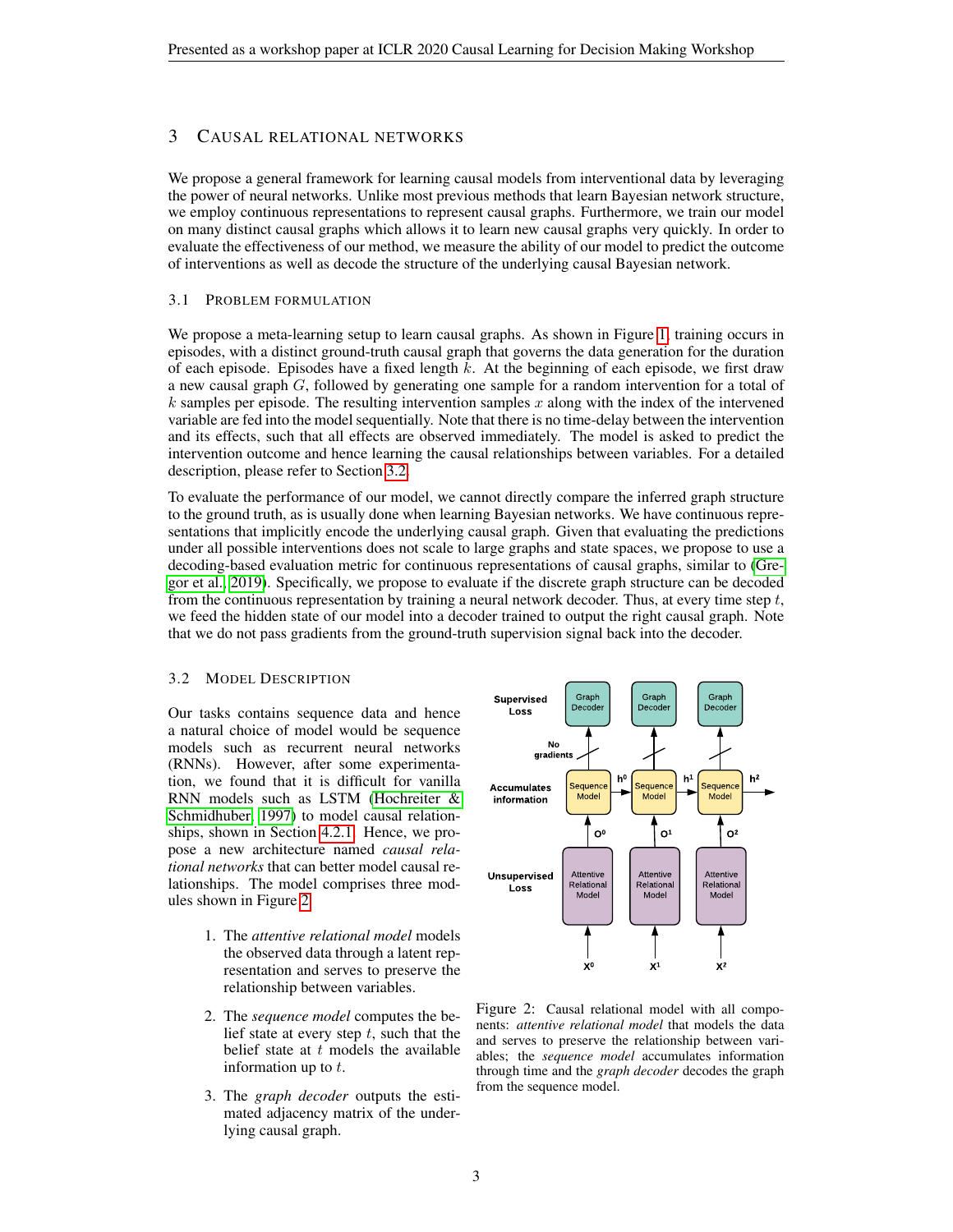## 3 CAUSAL RELATIONAL NETWORKS

We propose a general framework for learning causal models from interventional data by leveraging the power of neural networks. Unlike most previous methods that learn Bayesian network structure, we employ continuous representations to represent causal graphs. Furthermore, we train our model on many distinct causal graphs which allows it to learn new causal graphs very quickly. In order to evaluate the effectiveness of our method, we measure the ability of our model to predict the outcome of interventions as well as decode the structure of the underlying causal Bayesian network.

### 3.1 PROBLEM FORMULATION

We propose a meta-learning setup to learn causal graphs. As shown in Figure 1, training occurs in episodes, with a distinct ground-truth causal graph that governs the data generation for the duration of each episode. Episodes have a fixed length $k$. At the beginning of each episode, we first draw a new causal graph $G$, followed by generating one sample for a random intervention for a total of $k$ samples per episode. The resulting intervention samples $x$ along with the index of the intervened variable are fed into the model sequentially. Note that there is no time-delay between the intervention and its effects, such that all effects are observed immediately. The model is asked to predict the intervention outcome and hence learning the causal relationships between variables. For a detailed description, please refer to Section 3.2.

To evaluate the performance of our model, we cannot directly compare the inferred graph structure to the ground truth, as is usually done when learning Bayesian networks. We have continuous representations that implicitly encode the underlying causal graph. Given that evaluating the predictions under all possible interventions does not scale to large graphs and state spaces, we propose to use a decoding-based evaluation metric for continuous representations of causal graphs, similar to (Gregor et al., 2019). Specifically, we propose to evaluate if the discrete graph structure can be decoded from the continuous representation by training a neural network decoder. Thus, at every time step $t$, we feed the hidden state of our model into a decoder trained to output the right causal graph. Note that we do not pass gradients from the ground-truth supervision signal back into the decoder.

### 3.2 MODEL DESCRIPTION

Our tasks contains sequence data and hence a natural choice of model would be sequence models such as recurrent neural networks (RNNs). However, after some experimentation, we found that it is difficult for vanilla RNN models such as LSTM (Hochreiter & Schmidhuber, 1997) to model causal relationships, shown in Section 4.2.1. Hence, we propose a new architecture named *causal relational networks* that can better model causal relationships. The model comprises three modules shown in Figure 2.

1. The *attentive relational model* models the observed data through a latent representation and serves to preserve the relationship between variables.
2. The *sequence model* computes the belief state at every step $t$, such that the belief state at $t$ models the available information up to $t$.
3. The *graph decoder* outputs the estimated adjacency matrix of the underlying causal graph.

Figure 2: Causal relational model with all components: *attentive relational model* that models the data and serves to preserve the relationship between variables; the *sequence model* accumulates information through time and the *graph decoder* decodes the graph from the sequence model.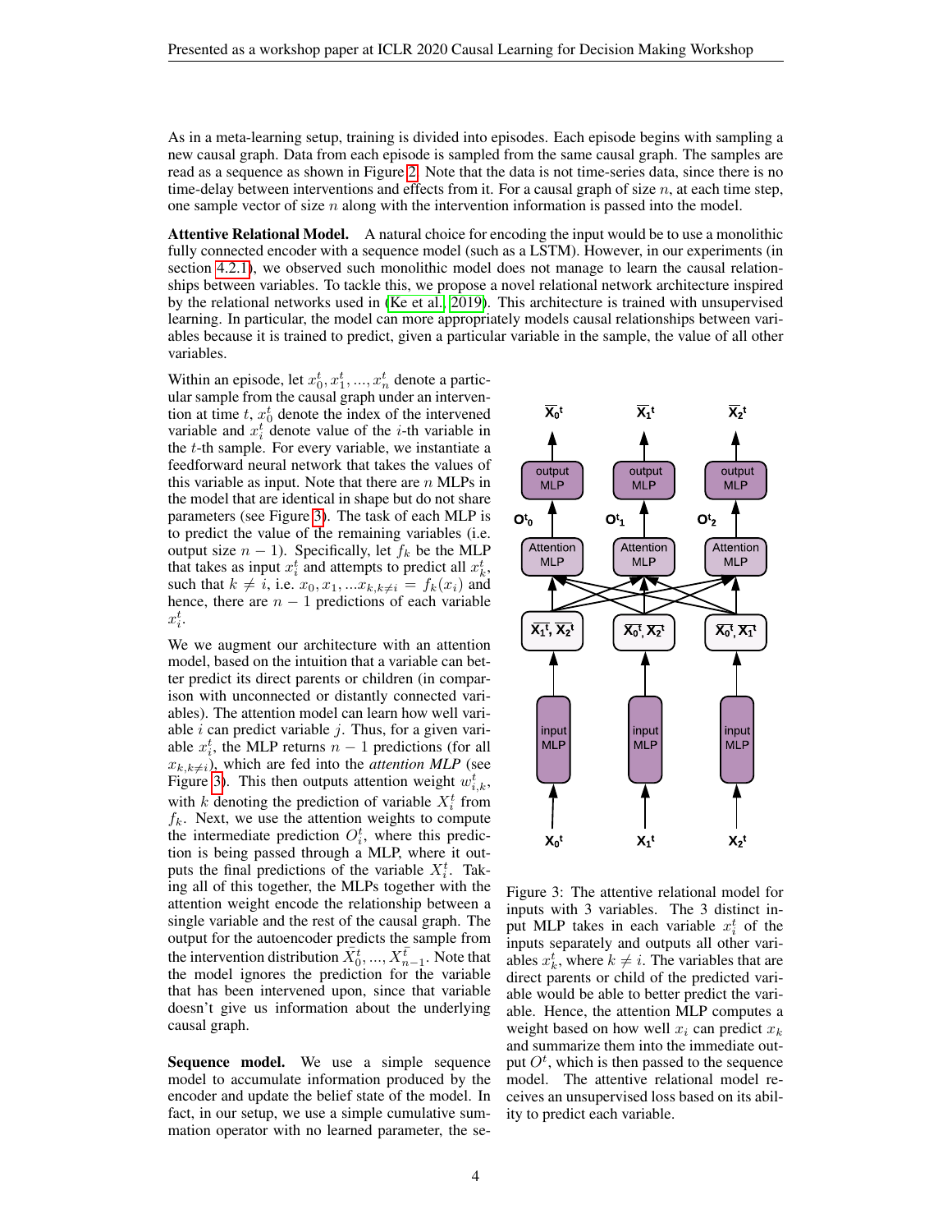As in a meta-learning setup, training is divided into episodes. Each episode begins with sampling a new causal graph. Data from each episode is sampled from the same causal graph. The samples are read as a sequence as shown in Figure 2. Note that the data is not time-series data, since there is no time-delay between interventions and effects from it. For a causal graph of size $n$, at each time step, one sample vector of size $n$ along with the intervention information is passed into the model.

**Attentive Relational Model.** A natural choice for encoding the input would be to use a monolithic fully connected encoder with a sequence model (such as a LSTM). However, in our experiments (in section 4.2.1), we observed such monolithic model does not manage to learn the causal relationships between variables. To tackle this, we propose a novel relational network architecture inspired by the relational networks used in (Ke et al., 2019). This architecture is trained with unsupervised learning. In particular, the model can more appropriately models causal relationships between variables because it is trained to predict, given a particular variable in the sample, the value of all other variables.

Within an episode, let $x_0^t, x_1^t, ..., x_n^t$ denote a particular sample from the causal graph under an intervention at time $t$, $x_0^t$ denote the index of the intervened variable and $x_i^t$ denote value of the $i$-th variable in the $t$-th sample. For every variable, we instantiate a feedforward neural network that takes the values of this variable as input. Note that there are $n$ MLPs in the model that are identical in shape but do not share parameters (see Figure 3). The task of each MLP is to predict the value of the remaining variables (i.e. output size $n-1$). Specifically, let $f_k$ be the MLP that takes as input $x_i^t$ and attempts to predict all $x_k^t$, such that $k \neq i$, i.e. $x_0, x_1, ...x_{k,k \neq i} = f_k(x_i)$ and hence, there are $n-1$ predictions of each variable $x_i^t$.

We we augment our architecture with an attention model, based on the intuition that a variable can better predict its direct parents or children (in comparison with unconnected or distantly connected variables). The attention model can learn how well variable $i$ can predict variable $j$. Thus, for a given variable $x_i^t$, the MLP returns $n-1$ predictions (for all $x_{k,k \neq i}$), which are fed into the *attention MLP* (see Figure 3). This then outputs attention weight $w_{i,k}^t$, with $k$ denoting the prediction of variable $X_i^t$ from $f_k$. Next, we use the attention weights to compute the intermediate prediction $O_i^t$, where this prediction is being passed through a MLP, where it outputs the final predictions of the variable $X_i^t$. Taking all of this together, the MLPs together with the attention weight encode the relationship between a single variable and the rest of the causal graph. The output for the autoencoder predicts the sample from the intervention distribution $\bar{X}_0^t, ..., \bar{X}_{n-1}^t$. Note that the model ignores the prediction for the variable that has been intervened upon, since that variable doesn't give us information about the underlying causal graph.

Figure 3: The attentive relational model for inputs with 3 variables. The 3 distinct input MLP takes in each variable $x_i^t$ of the inputs separately and outputs all other variables $x_k^t$, where $k \neq i$. The variables that are direct parents or child of the predicted variable would be able to better predict the variable. Hence, the attention MLP computes a weight based on how well $x_i$ can predict $x_k$ and summarize them into the immediate output $O^t$, which is then passed to the sequence model. The attentive relational model receives an unsupervised loss based on its ability to predict each variable.

**Sequence model.** We use a simple sequence model to accumulate information produced by the encoder and update the belief state of the model. In fact, in our setup, we use a simple cumulative summation operator with no learned parameter, the se-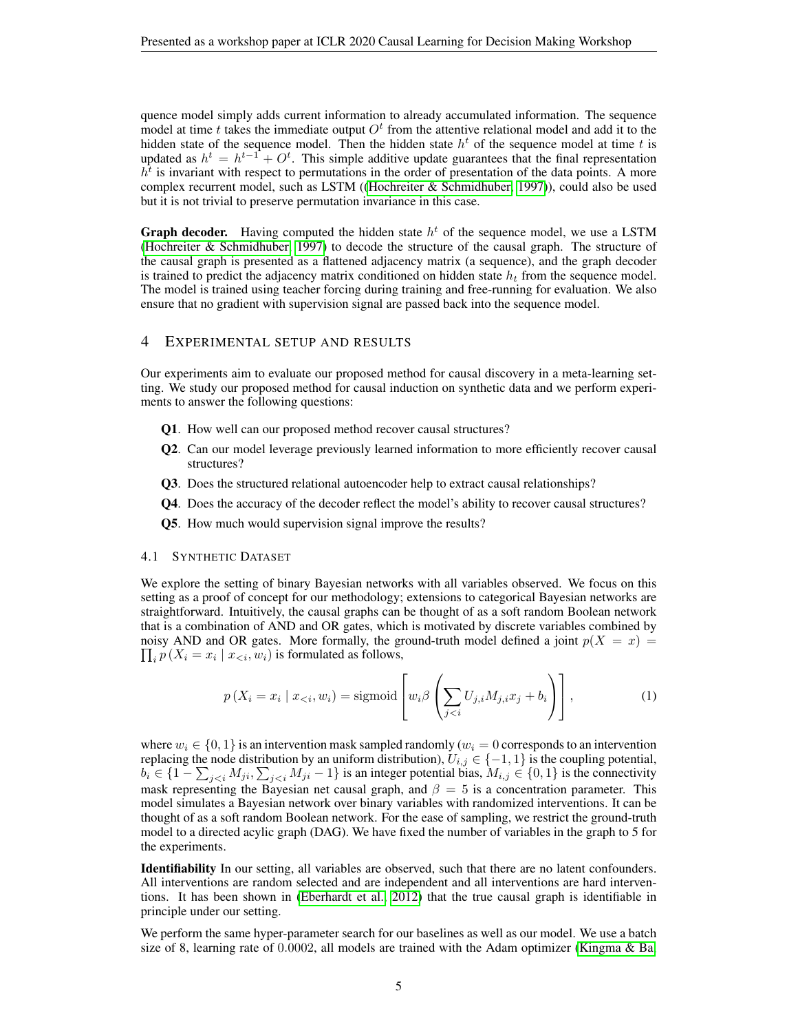quence model simply adds current information to already accumulated information. The sequence model at time $t$ takes the immediate output $O^t$ from the attentive relational model and add it to the hidden state of the sequence model. Then the hidden state $h^t$ of the sequence model at time $t$ is updated as $h^t = h^{t-1} + O^t$. This simple additive update guarantees that the final representation $h^t$ is invariant with respect to permutations in the order of presentation of the data points. A more complex recurrent model, such as LSTM ((Hochreiter & Schmidhuber, 1997)), could also be used but it is not trivial to preserve permutation invariance in this case.

**Graph decoder.** Having computed the hidden state $h^t$ of the sequence model, we use a LSTM (Hochreiter & Schmidhuber, 1997) to decode the structure of the causal graph. The structure of the causal graph is presented as a flattened adjacency matrix (a sequence), and the graph decoder is trained to predict the adjacency matrix conditioned on hidden state $h_t$ from the sequence model. The model is trained using teacher forcing during training and free-running for evaluation. We also ensure that no gradient with supervision signal are passed back into the sequence model.

## 4 Experimental setup and results

Our experiments aim to evaluate our proposed method for causal discovery in a meta-learning setting. We study our proposed method for causal induction on synthetic data and we perform experiments to answer the following questions:

- **Q1**. How well can our proposed method recover causal structures?
- **Q2**. Can our model leverage previously learned information to more efficiently recover causal structures?
- **Q3**. Does the structured relational autoencoder help to extract causal relationships?
- **Q4**. Does the accuracy of the decoder reflect the model's ability to recover causal structures?
- **Q5**. How much would supervision signal improve the results?

### 4.1 Synthetic Dataset

We explore the setting of binary Bayesian networks with all variables observed. We focus on this setting as a proof of concept for our methodology; extensions to categorical Bayesian networks are straightforward. Intuitively, the causal graphs can be thought of as a soft random Boolean network that is a combination of AND and OR gates, which is motivated by discrete variables combined by noisy AND and OR gates. More formally, the ground-truth model defined a joint $p(X = x) = \prod_i p\left(X_i = x_i \mid x_{<i}, w_i\right)$ is formulated as follows,

$$p\left(X_i = x_i \mid x_{<i}, w_i\right) = \text{sigmoid}\left[w_i \beta \left(\sum_{j<i} U_{j,i} M_{j,i} x_j + b_i\right)\right], \tag{1}$$

where $w_i \in \{0, 1\}$ is an intervention mask sampled randomly ($w_i = 0$ corresponds to an intervention replacing the node distribution by an uniform distribution), $U_{i,j} \in \{-1, 1\}$ is the coupling potential, $b_i \in \{1 - \sum_{j<i} M_{ji}, \sum_{j<i} M_{ji} - 1\}$ is an integer potential bias, $M_{i,j} \in \{0, 1\}$ is the connectivity mask representing the Bayesian net causal graph, and $\beta = 5$ is a concentration parameter. This model simulates a Bayesian network over binary variables with randomized interventions. It can be thought of as a soft random Boolean network. For the ease of sampling, we restrict the ground-truth model to a directed acylic graph (DAG). We have fixed the number of variables in the graph to 5 for the experiments.

**Identifiability** In our setting, all variables are observed, such that there are no latent confounders. All interventions are random selected and are independent and all interventions are hard interventions. It has been shown in (Eberhardt et al., 2012) that the true causal graph is identifiable in principle under our setting.

We perform the same hyper-parameter search for our baselines as well as our model. We use a batch size of 8, learning rate of 0.0002, all models are trained with the Adam optimizer (Kingma & Ba,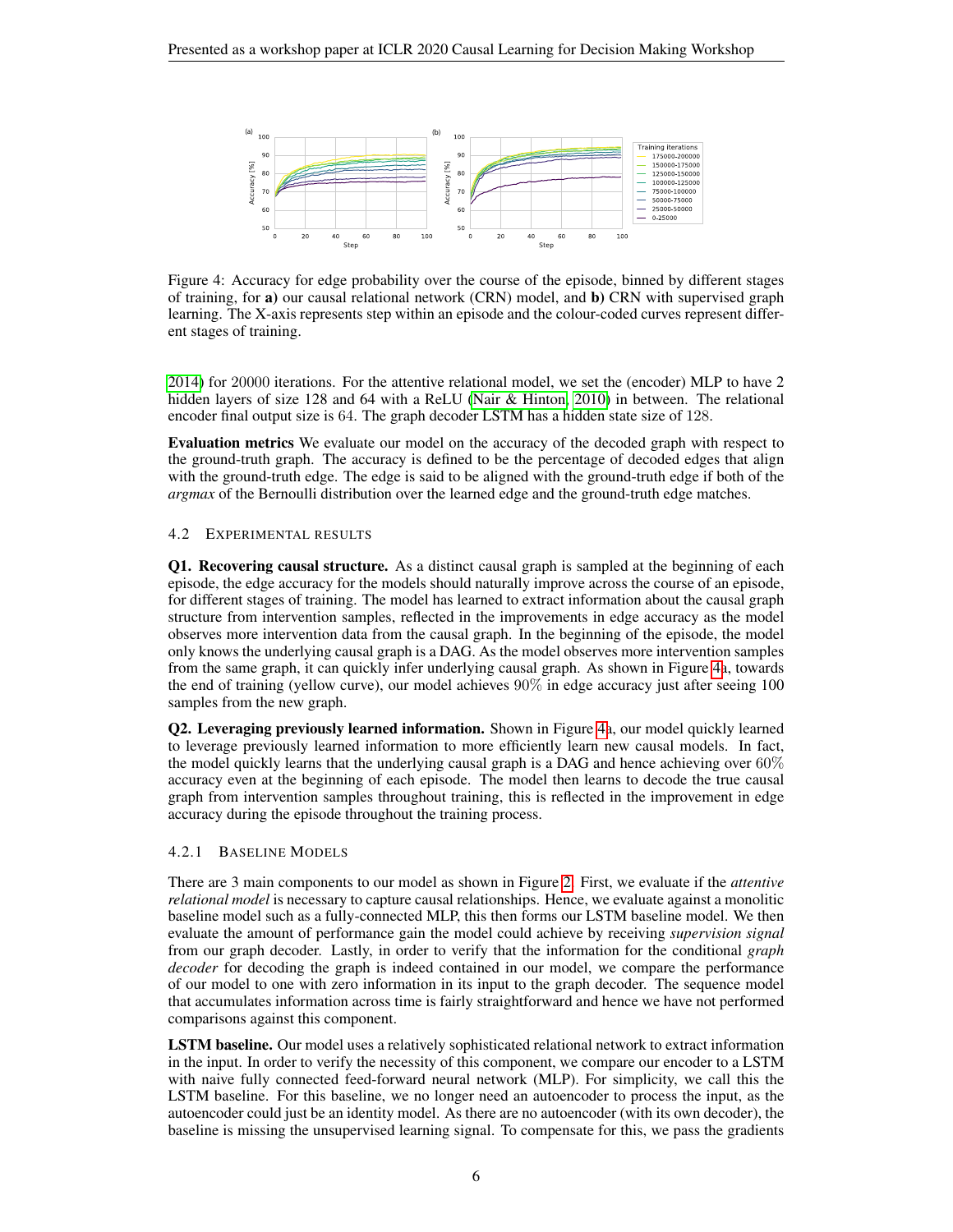Figure 4: Accuracy for edge probability over the course of the episode, binned by different stages of training, for **a)** our causal relational network (CRN) model, and **b)** CRN with supervised graph learning. The X-axis represents step within an episode and the colour-coded curves represent different stages of training.

2014) for 20000 iterations. For the attentive relational model, we set the (encoder) MLP to have 2 hidden layers of size 128 and 64 with a ReLU (Nair & Hinton, 2010) in between. The relational encoder final output size is 64. The graph decoder LSTM has a hidden state size of 128.

**Evaluation metrics** We evaluate our model on the accuracy of the decoded graph with respect to the ground-truth graph. The accuracy is defined to be the percentage of decoded edges that align with the ground-truth edge. The edge is said to be aligned with the ground-truth edge if both of the *argmax* of the Bernoulli distribution over the learned edge and the ground-truth edge matches.

### 4.2 Experimental results

**Q1. Recovering causal structure.** As a distinct causal graph is sampled at the beginning of each episode, the edge accuracy for the models should naturally improve across the course of an episode, for different stages of training. The model has learned to extract information about the causal graph structure from intervention samples, reflected in the improvements in edge accuracy as the model observes more intervention data from the causal graph. In the beginning of the episode, the model only knows the underlying causal graph is a DAG. As the model observes more intervention samples from the same graph, it can quickly infer underlying causal graph. As shown in Figure 4a, towards the end of training (yellow curve), our model achieves $90\%$ in edge accuracy just after seeing 100 samples from the new graph.

**Q2. Leveraging previously learned information.** Shown in Figure 4a, our model quickly learned to leverage previously learned information to more efficiently learn new causal models. In fact, the model quickly learns that the underlying causal graph is a DAG and hence achieving over $60\%$ accuracy even at the beginning of each episode. The model then learns to decode the true causal graph from intervention samples throughout training, this is reflected in the improvement in edge accuracy during the episode throughout the training process.

#### 4.2.1 Baseline Models

There are 3 main components to our model as shown in Figure 2. First, we evaluate if the *attentive relational model* is necessary to capture causal relationships. Hence, we evaluate against a monolitic baseline model such as a fully-connected MLP, this then forms our LSTM baseline model. We then evaluate the amount of performance gain the model could achieve by receiving *supervision signal* from our graph decoder. Lastly, in order to verify that the information for the conditional *graph decoder* for decoding the graph is indeed contained in our model, we compare the performance of our model to one with zero information in its input to the graph decoder. The sequence model that accumulates information across time is fairly straightforward and hence we have not performed comparisons against this component.

**LSTM baseline.** Our model uses a relatively sophisticated relational network to extract information in the input. In order to verify the necessity of this component, we compare our encoder to a LSTM with naive fully connected feed-forward neural network (MLP). For simplicity, we call this the LSTM baseline. For this baseline, we no longer need an autoencoder to process the input, as the autoencoder could just be an identity model. As there are no autoencoder (with its own decoder), the baseline is missing the unsupervised learning signal. To compensate for this, we pass the gradients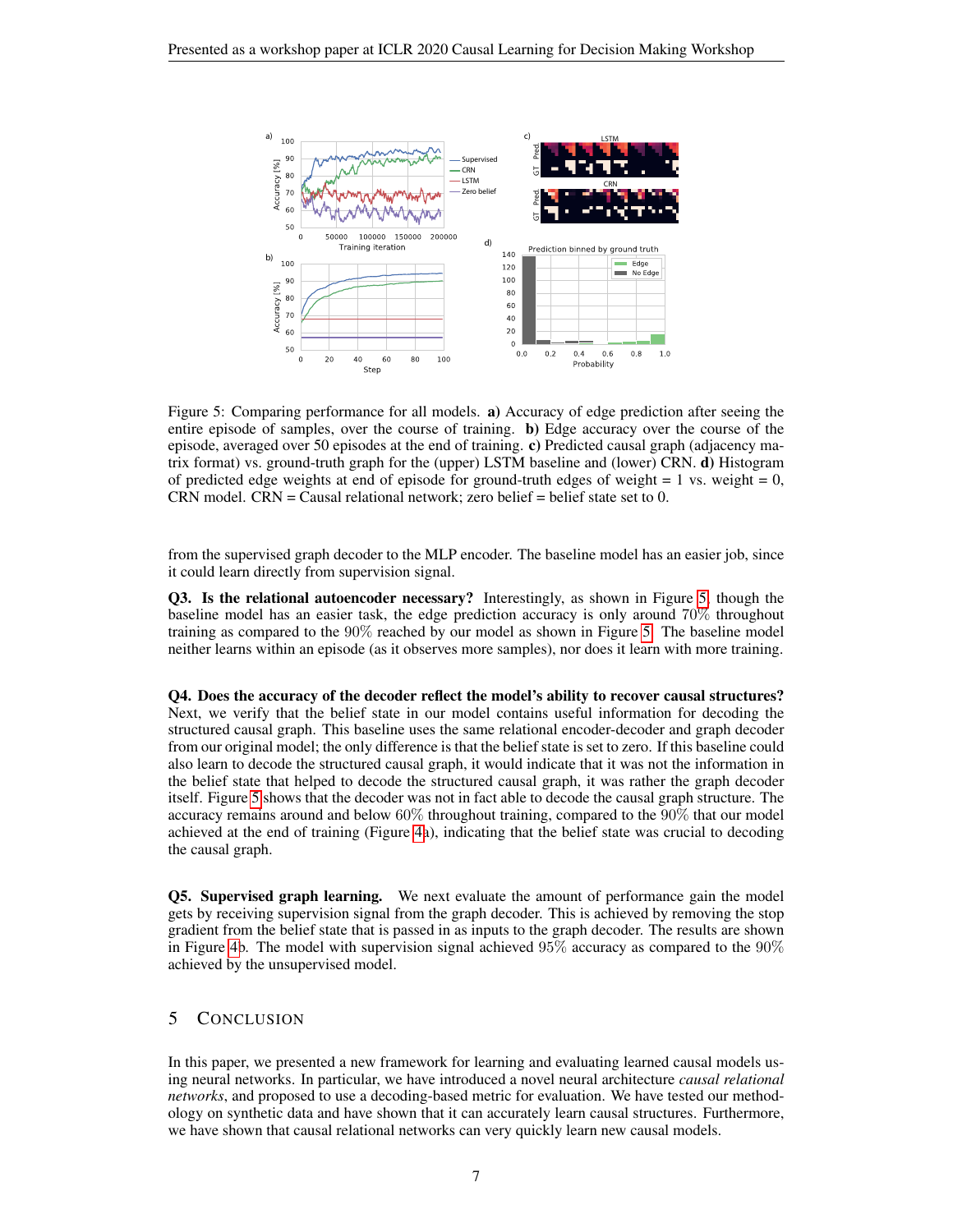Figure 5: Comparing performance for all models. **a)** Accuracy of edge prediction after seeing the entire episode of samples, over the course of training. **b)** Edge accuracy over the course of the episode, averaged over 50 episodes at the end of training. **c)** Predicted causal graph (adjacency matrix format) vs. ground-truth graph for the (upper) LSTM baseline and (lower) CRN. **d)** Histogram of predicted edge weights at end of episode for ground-truth edges of weight = 1 vs. weight = 0, CRN model. CRN = Causal relational network; zero belief = belief state set to 0.

from the supervised graph decoder to the MLP encoder. The baseline model has an easier job, since it could learn directly from supervision signal.

**Q3. Is the relational autoencoder necessary?** Interestingly, as shown in Figure 5, though the baseline model has an easier task, the edge prediction accuracy is only around 70% throughout training as compared to the 90% reached by our model as shown in Figure 5. The baseline model neither learns within an episode (as it observes more samples), nor does it learn with more training.

**Q4. Does the accuracy of the decoder reflect the model's ability to recover causal structures?** Next, we verify that the belief state in our model contains useful information for decoding the structured causal graph. This baseline uses the same relational encoder-decoder and graph decoder from our original model; the only difference is that the belief state is set to zero. If this baseline could also learn to decode the structured causal graph, it would indicate that it was not the information in the belief state that helped to decode the structured causal graph, it was rather the graph decoder itself. Figure 5 shows that the decoder was not in fact able to decode the causal graph structure. The accuracy remains around and below 60% throughout training, compared to the 90% that our model achieved at the end of training (Figure 4a), indicating that the belief state was crucial to decoding the causal graph.

**Q5. Supervised graph learning.** We next evaluate the amount of performance gain the model gets by receiving supervision signal from the graph decoder. This is achieved by removing the stop gradient from the belief state that is passed in as inputs to the graph decoder. The results are shown in Figure 4b. The model with supervision signal achieved 95% accuracy as compared to the 90% achieved by the unsupervised model.

## 5 Conclusion

In this paper, we presented a new framework for learning and evaluating learned causal models using neural networks. In particular, we have introduced a novel neural architecture *causal relational networks*, and proposed to use a decoding-based metric for evaluation. We have tested our methodology on synthetic data and have shown that it can accurately learn causal structures. Furthermore, we have shown that causal relational networks can very quickly learn new causal models.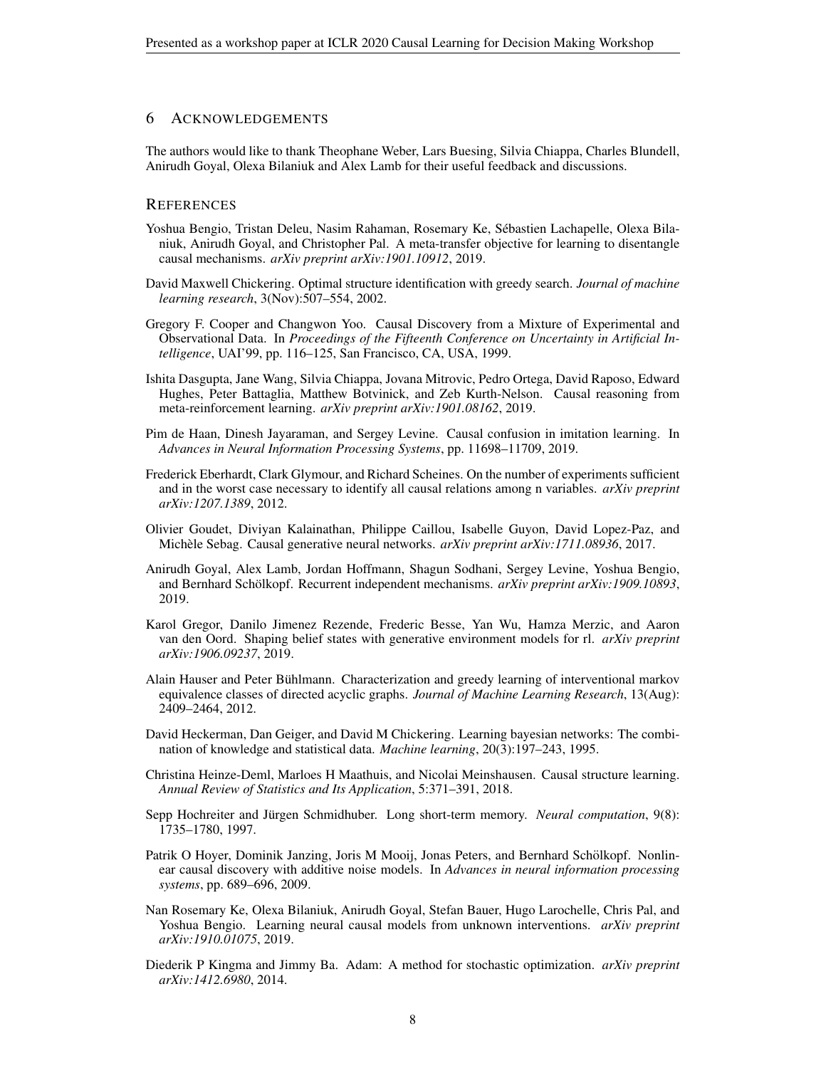## 6 ACKNOWLEDGEMENTS

The authors would like to thank Theophane Weber, Lars Buesing, Silvia Chiappa, Charles Blundell, Anirudh Goyal, Olexa Bilaniuk and Alex Lamb for their useful feedback and discussions.

## REFERENCES

Yoshua Bengio, Tristan Deleu, Nasim Rahaman, Rosemary Ke, Sébastien Lachapelle, Olexa Bilaniuk, Anirudh Goyal, and Christopher Pal. A meta-transfer objective for learning to disentangle causal mechanisms. *arXiv preprint arXiv:1901.10912*, 2019.

David Maxwell Chickering. Optimal structure identification with greedy search. *Journal of machine learning research*, 3(Nov):507–554, 2002.

Gregory F. Cooper and Changwon Yoo. Causal Discovery from a Mixture of Experimental and Observational Data. In *Proceedings of the Fifteenth Conference on Uncertainty in Artificial Intelligence*, UAI'99, pp. 116–125, San Francisco, CA, USA, 1999.

Ishita Dasgupta, Jane Wang, Silvia Chiappa, Jovana Mitrovic, Pedro Ortega, David Raposo, Edward Hughes, Peter Battaglia, Matthew Botvinick, and Zeb Kurth-Nelson. Causal reasoning from meta-reinforcement learning. *arXiv preprint arXiv:1901.08162*, 2019.

Pim de Haan, Dinesh Jayaraman, and Sergey Levine. Causal confusion in imitation learning. In *Advances in Neural Information Processing Systems*, pp. 11698–11709, 2019.

Frederick Eberhardt, Clark Glymour, and Richard Scheines. On the number of experiments sufficient and in the worst case necessary to identify all causal relations among n variables. *arXiv preprint arXiv:1207.1389*, 2012.

Olivier Goudet, Diviyan Kalainathan, Philippe Caillou, Isabelle Guyon, David Lopez-Paz, and Michèle Sebag. Causal generative neural networks. *arXiv preprint arXiv:1711.08936*, 2017.

Anirudh Goyal, Alex Lamb, Jordan Hoffmann, Shagun Sodhani, Sergey Levine, Yoshua Bengio, and Bernhard Schölkopf. Recurrent independent mechanisms. *arXiv preprint arXiv:1909.10893*, 2019.

Karol Gregor, Danilo Jimenez Rezende, Frederic Besse, Yan Wu, Hamza Merzic, and Aaron van den Oord. Shaping belief states with generative environment models for rl. *arXiv preprint arXiv:1906.09237*, 2019.

Alain Hauser and Peter Bühlmann. Characterization and greedy learning of interventional markov equivalence classes of directed acyclic graphs. *Journal of Machine Learning Research*, 13(Aug): 2409–2464, 2012.

David Heckerman, Dan Geiger, and David M Chickering. Learning bayesian networks: The combination of knowledge and statistical data. *Machine learning*, 20(3):197–243, 1995.

Christina Heinze-Deml, Marloes H Maathuis, and Nicolai Meinshausen. Causal structure learning. *Annual Review of Statistics and Its Application*, 5:371–391, 2018.

Sepp Hochreiter and Jürgen Schmidhuber. Long short-term memory. *Neural computation*, 9(8): 1735–1780, 1997.

Patrik O Hoyer, Dominik Janzing, Joris M Mooij, Jonas Peters, and Bernhard Schölkopf. Nonlinear causal discovery with additive noise models. In *Advances in neural information processing systems*, pp. 689–696, 2009.

Nan Rosemary Ke, Olexa Bilaniuk, Anirudh Goyal, Stefan Bauer, Hugo Larochelle, Chris Pal, and Yoshua Bengio. Learning neural causal models from unknown interventions. *arXiv preprint arXiv:1910.01075*, 2019.

Diederik P Kingma and Jimmy Ba. Adam: A method for stochastic optimization. *arXiv preprint arXiv:1412.6980*, 2014.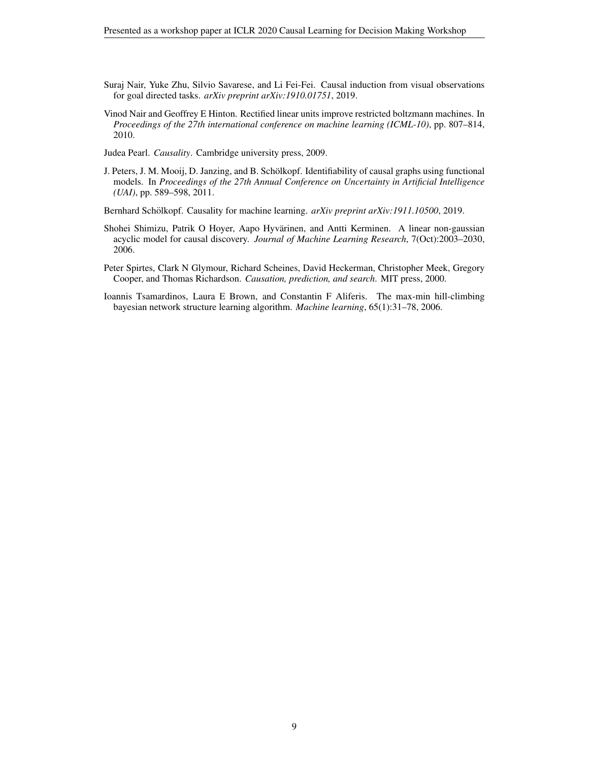Suraj Nair, Yuke Zhu, Silvio Savarese, and Li Fei-Fei. Causal induction from visual observations for goal directed tasks. *arXiv preprint arXiv:1910.01751*, 2019.

Vinod Nair and Geoffrey E Hinton. Rectified linear units improve restricted boltzmann machines. In *Proceedings of the 27th international conference on machine learning (ICML-10)*, pp. 807–814, 2010.

Judea Pearl. *Causality*. Cambridge university press, 2009.

J. Peters, J. M. Mooij, D. Janzing, and B. Schölkopf. Identifiability of causal graphs using functional models. In *Proceedings of the 27th Annual Conference on Uncertainty in Artificial Intelligence (UAI)*, pp. 589–598, 2011.

Bernhard Schölkopf. Causality for machine learning. *arXiv preprint arXiv:1911.10500*, 2019.

Shohei Shimizu, Patrik O Hoyer, Aapo Hyvärinen, and Antti Kerminen. A linear non-gaussian acyclic model for causal discovery. *Journal of Machine Learning Research*, 7(Oct):2003–2030, 2006.

Peter Spirtes, Clark N Glymour, Richard Scheines, David Heckerman, Christopher Meek, Gregory Cooper, and Thomas Richardson. *Causation, prediction, and search*. MIT press, 2000.

Ioannis Tsamardinos, Laura E Brown, and Constantin F Aliferis. The max-min hill-climbing bayesian network structure learning algorithm. *Machine learning*, 65(1):31–78, 2006.